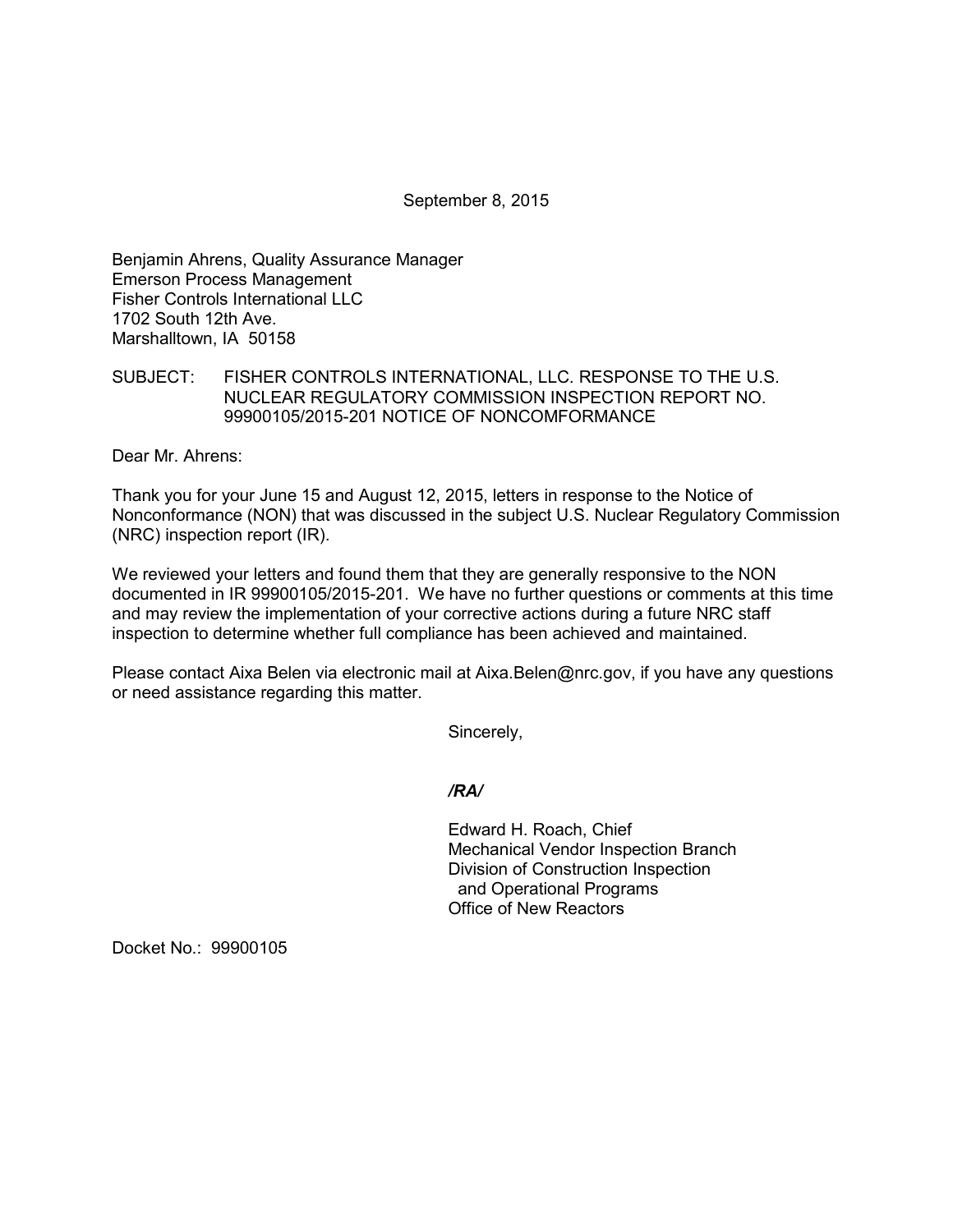September 8, 2015

Benjamin Ahrens, Quality Assurance Manager
Emerson Process Management
Fisher Controls International LLC
1702 South 12th Ave.
Marshalltown, IA 50158

SUBJECT: FISHER CONTROLS INTERNATIONAL, LLC. RESPONSE TO THE U.S. NUCLEAR REGULATORY COMMISSION INSPECTION REPORT NO. 99900105/2015-201 NOTICE OF NONCOMFORMANCE

Dear Mr. Ahrens:

Thank you for your June 15 and August 12, 2015, letters in response to the Notice of Nonconformance (NON) that was discussed in the subject U.S. Nuclear Regulatory Commission (NRC) inspection report (IR).

We reviewed your letters and found them that they are generally responsive to the NON documented in IR 99900105/2015-201. We have no further questions or comments at this time and may review the implementation of your corrective actions during a future NRC staff inspection to determine whether full compliance has been achieved and maintained.

Please contact Aixa Belen via electronic mail at Aixa.Belen@nrc.gov, if you have any questions or need assistance regarding this matter.

Sincerely,

***/RA/***

Edward H. Roach, Chief
Mechanical Vendor Inspection Branch
Division of Construction Inspection
and Operational Programs
Office of New Reactors

Docket No.: 99900105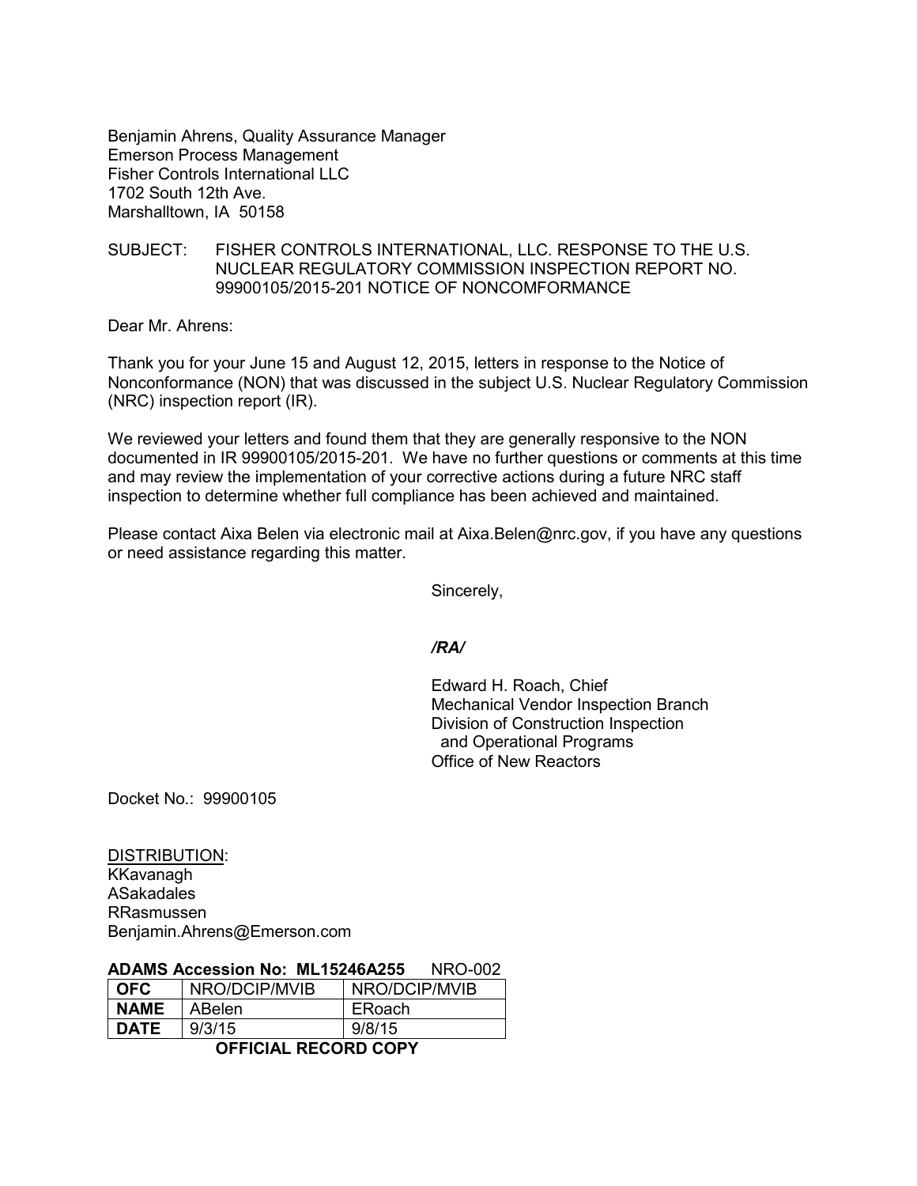Benjamin Ahrens, Quality Assurance Manager
Emerson Process Management
Fisher Controls International LLC
1702 South 12th Ave.
Marshalltown, IA 50158

SUBJECT: FISHER CONTROLS INTERNATIONAL, LLC. RESPONSE TO THE U.S. NUCLEAR REGULATORY COMMISSION INSPECTION REPORT NO. 99900105/2015-201 NOTICE OF NONCOMFORMANCE

Dear Mr. Ahrens:

Thank you for your June 15 and August 12, 2015, letters in response to the Notice of Nonconformance (NON) that was discussed in the subject U.S. Nuclear Regulatory Commission (NRC) inspection report (IR).

We reviewed your letters and found them that they are generally responsive to the NON documented in IR 99900105/2015-201. We have no further questions or comments at this time and may review the implementation of your corrective actions during a future NRC staff inspection to determine whether full compliance has been achieved and maintained.

Please contact Aixa Belen via electronic mail at Aixa.Belen@nrc.gov, if you have any questions or need assistance regarding this matter.

Sincerely,

*/RA/*

Edward H. Roach, Chief
Mechanical Vendor Inspection Branch
Division of Construction Inspection
and Operational Programs
Office of New Reactors

Docket No.: 99900105

DISTRIBUTION:
KKavanagh
ASakadales
RRasmussen
Benjamin.Ahrens@Emerson.com

**ADAMS Accession No: ML15246A255** NRO-002

| **OFC** | NRO/DCIP/MVIB | NRO/DCIP/MVIB |
|---|---|---|
| **NAME** | ABelen | ERoach |
| **DATE** | 9/3/15 | 9/8/15 |

**OFFICIAL RECORD COPY**